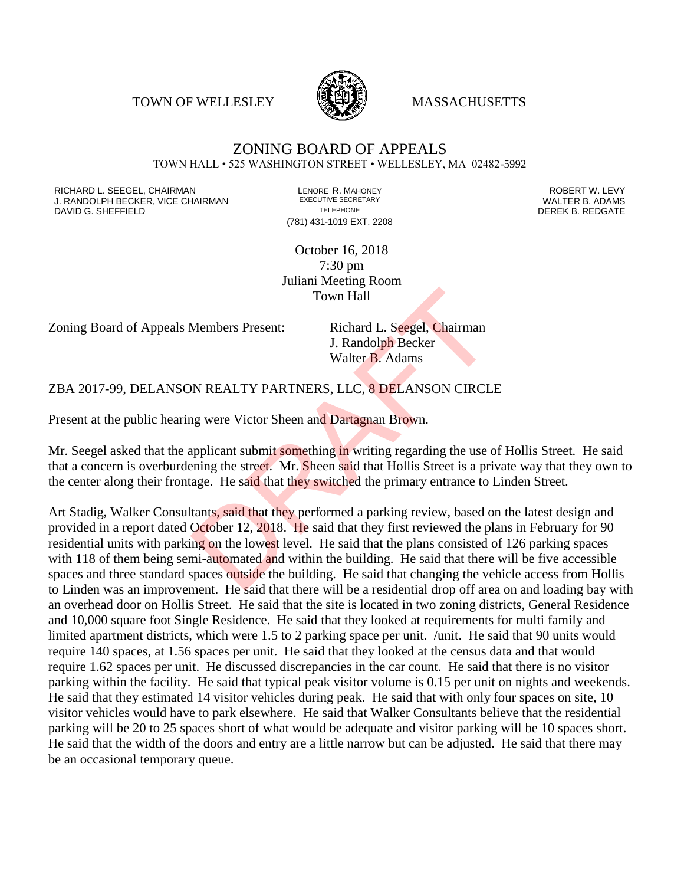TOWN OF WELLESLEY MASSACHUSETTS

# ZONING BOARD OF APPEALS

TOWN HALL • 525 WASHINGTON STREET • WELLESLEY, MA 02482-5992

RICHARD L. SEEGEL, CHAIRMAN
J. RANDOLPH BECKER, VICE CHAIRMAN
DAVID G. SHEFFIELD

LENORE R. MAHONEY
EXECUTIVE SECRETARY
TELEPHONE
(781) 431-1019 EXT. 2208

ROBERT W. LEVY
WALTER B. ADAMS
DEREK B. REDGATE

October 16, 2018
7:30 pm
Juliani Meeting Room
Town Hall

Zoning Board of Appeals Members Present: Richard L. Seegel, Chairman
J. Randolph Becker
Walter B. Adams

ZBA 2017-99, DELANSON REALTY PARTNERS, LLC, 8 DELANSON CIRCLE

Present at the public hearing were Victor Sheen and Dartagnan Brown.

Mr. Seegel asked that the applicant submit something in writing regarding the use of Hollis Street. He said that a concern is overburdening the street. Mr. Sheen said that Hollis Street is a private way that they own to the center along their frontage. He said that they switched the primary entrance to Linden Street.

Art Stadig, Walker Consultants, said that they performed a parking review, based on the latest design and provided in a report dated October 12, 2018. He said that they first reviewed the plans in February for 90 residential units with parking on the lowest level. He said that the plans consisted of 126 parking spaces with 118 of them being semi-automated and within the building. He said that there will be five accessible spaces and three standard spaces outside the building. He said that changing the vehicle access from Hollis to Linden was an improvement. He said that there will be a residential drop off area on and loading bay with an overhead door on Hollis Street. He said that the site is located in two zoning districts, General Residence and 10,000 square foot Single Residence. He said that they looked at requirements for multi family and limited apartment districts, which were 1.5 to 2 parking space per unit. /unit. He said that 90 units would require 140 spaces, at 1.56 spaces per unit. He said that they looked at the census data and that would require 1.62 spaces per unit. He discussed discrepancies in the car count. He said that there is no visitor parking within the facility. He said that typical peak visitor volume is 0.15 per unit on nights and weekends. He said that they estimated 14 visitor vehicles during peak. He said that with only four spaces on site, 10 visitor vehicles would have to park elsewhere. He said that Walker Consultants believe that the residential parking will be 20 to 25 spaces short of what would be adequate and visitor parking will be 10 spaces short. He said that the width of the doors and entry are a little narrow but can be adjusted. He said that there may be an occasional temporary queue.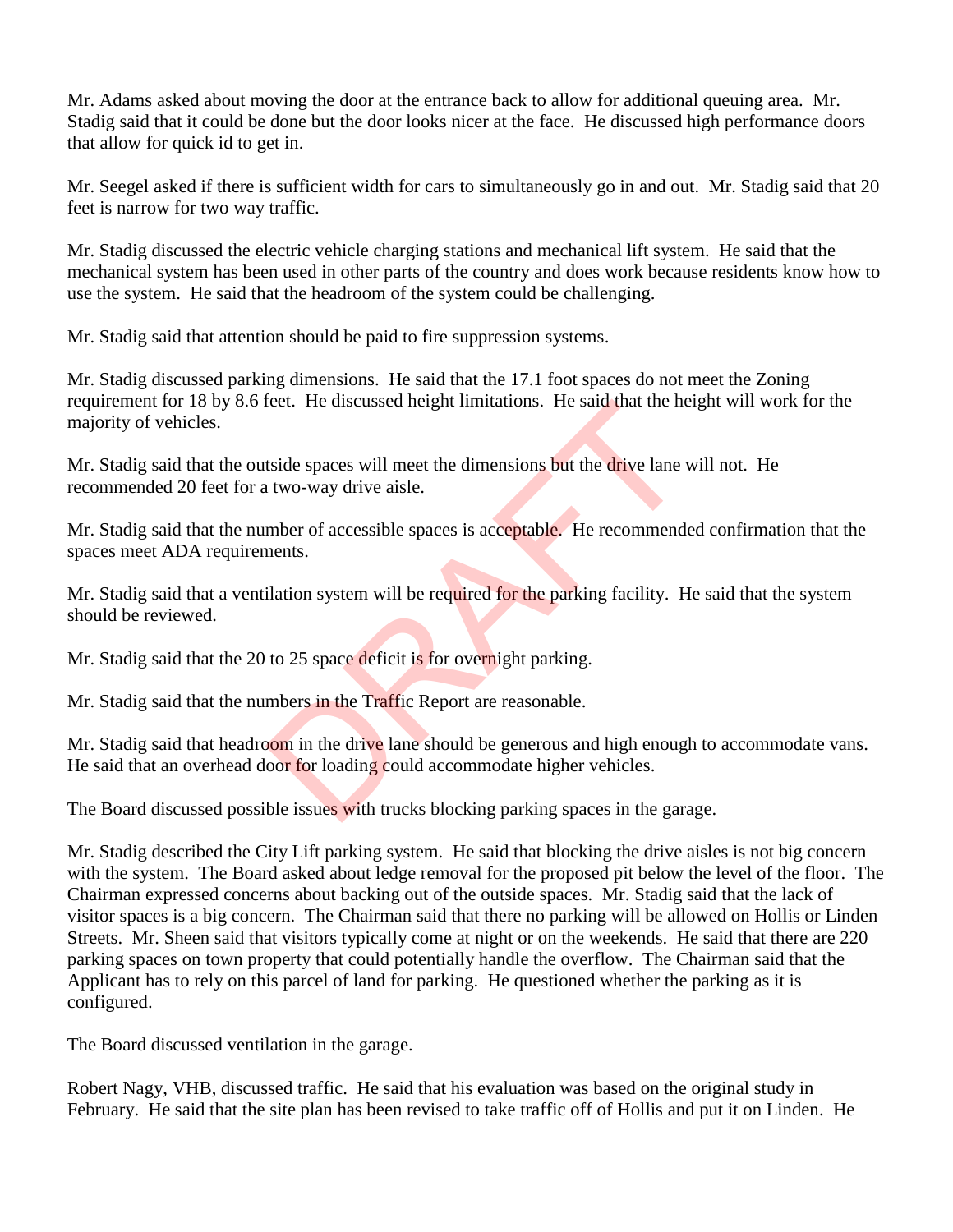Mr. Adams asked about moving the door at the entrance back to allow for additional queuing area. Mr. Stadig said that it could be done but the door looks nicer at the face. He discussed high performance doors that allow for quick id to get in.

Mr. Seegel asked if there is sufficient width for cars to simultaneously go in and out. Mr. Stadig said that 20 feet is narrow for two way traffic.

Mr. Stadig discussed the electric vehicle charging stations and mechanical lift system. He said that the mechanical system has been used in other parts of the country and does work because residents know how to use the system. He said that the headroom of the system could be challenging.

Mr. Stadig said that attention should be paid to fire suppression systems.

Mr. Stadig discussed parking dimensions. He said that the 17.1 foot spaces do not meet the Zoning requirement for 18 by 8.6 feet. He discussed height limitations. He said that the height will work for the majority of vehicles.

Mr. Stadig said that the outside spaces will meet the dimensions but the drive lane will not. He recommended 20 feet for a two-way drive aisle.

Mr. Stadig said that the number of accessible spaces is acceptable. He recommended confirmation that the spaces meet ADA requirements.

Mr. Stadig said that a ventilation system will be required for the parking facility. He said that the system should be reviewed.

Mr. Stadig said that the 20 to 25 space deficit is for overnight parking.

Mr. Stadig said that the numbers in the Traffic Report are reasonable.

Mr. Stadig said that headroom in the drive lane should be generous and high enough to accommodate vans. He said that an overhead door for loading could accommodate higher vehicles.

The Board discussed possible issues with trucks blocking parking spaces in the garage.

Mr. Stadig described the City Lift parking system. He said that blocking the drive aisles is not big concern with the system. The Board asked about ledge removal for the proposed pit below the level of the floor. The Chairman expressed concerns about backing out of the outside spaces. Mr. Stadig said that the lack of visitor spaces is a big concern. The Chairman said that there no parking will be allowed on Hollis or Linden Streets. Mr. Sheen said that visitors typically come at night or on the weekends. He said that there are 220 parking spaces on town property that could potentially handle the overflow. The Chairman said that the Applicant has to rely on this parcel of land for parking. He questioned whether the parking as it is configured.

The Board discussed ventilation in the garage.

Robert Nagy, VHB, discussed traffic. He said that his evaluation was based on the original study in February. He said that the site plan has been revised to take traffic off of Hollis and put it on Linden. He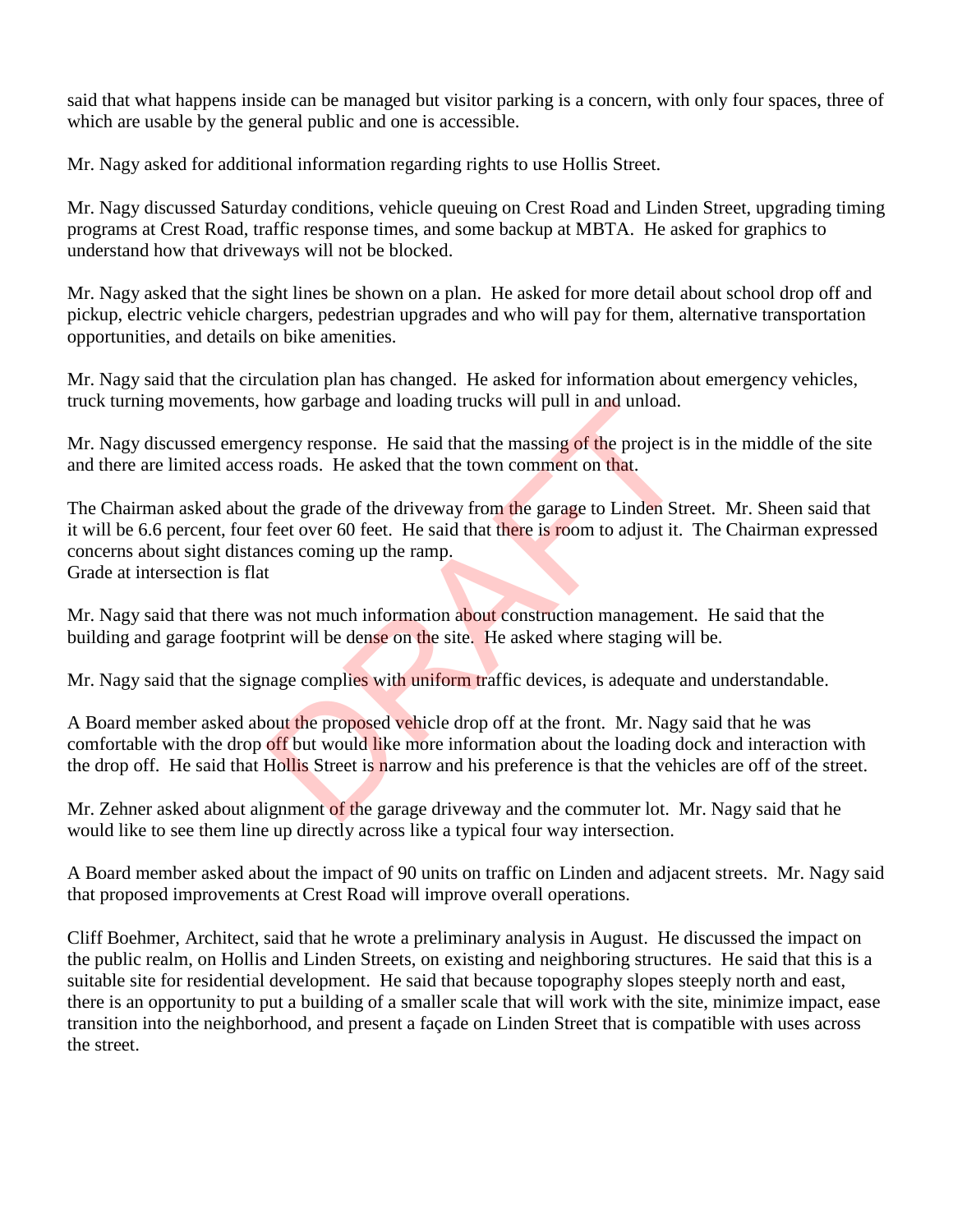said that what happens inside can be managed but visitor parking is a concern, with only four spaces, three of which are usable by the general public and one is accessible.

Mr. Nagy asked for additional information regarding rights to use Hollis Street.

Mr. Nagy discussed Saturday conditions, vehicle queuing on Crest Road and Linden Street, upgrading timing programs at Crest Road, traffic response times, and some backup at MBTA. He asked for graphics to understand how that driveways will not be blocked.

Mr. Nagy asked that the sight lines be shown on a plan. He asked for more detail about school drop off and pickup, electric vehicle chargers, pedestrian upgrades and who will pay for them, alternative transportation opportunities, and details on bike amenities.

Mr. Nagy said that the circulation plan has changed. He asked for information about emergency vehicles, truck turning movements, how garbage and loading trucks will pull in and unload.

Mr. Nagy discussed emergency response. He said that the massing of the project is in the middle of the site and there are limited access roads. He asked that the town comment on that.

The Chairman asked about the grade of the driveway from the garage to Linden Street. Mr. Sheen said that it will be 6.6 percent, four feet over 60 feet. He said that there is room to adjust it. The Chairman expressed concerns about sight distances coming up the ramp.
Grade at intersection is flat

Mr. Nagy said that there was not much information about construction management. He said that the building and garage footprint will be dense on the site. He asked where staging will be.

Mr. Nagy said that the signage complies with uniform traffic devices, is adequate and understandable.

A Board member asked about the proposed vehicle drop off at the front. Mr. Nagy said that he was comfortable with the drop off but would like more information about the loading dock and interaction with the drop off. He said that Hollis Street is narrow and his preference is that the vehicles are off of the street.

Mr. Zehner asked about alignment of the garage driveway and the commuter lot. Mr. Nagy said that he would like to see them line up directly across like a typical four way intersection.

A Board member asked about the impact of 90 units on traffic on Linden and adjacent streets. Mr. Nagy said that proposed improvements at Crest Road will improve overall operations.

Cliff Boehmer, Architect, said that he wrote a preliminary analysis in August. He discussed the impact on the public realm, on Hollis and Linden Streets, on existing and neighboring structures. He said that this is a suitable site for residential development. He said that because topography slopes steeply north and east, there is an opportunity to put a building of a smaller scale that will work with the site, minimize impact, ease transition into the neighborhood, and present a façade on Linden Street that is compatible with uses across the street.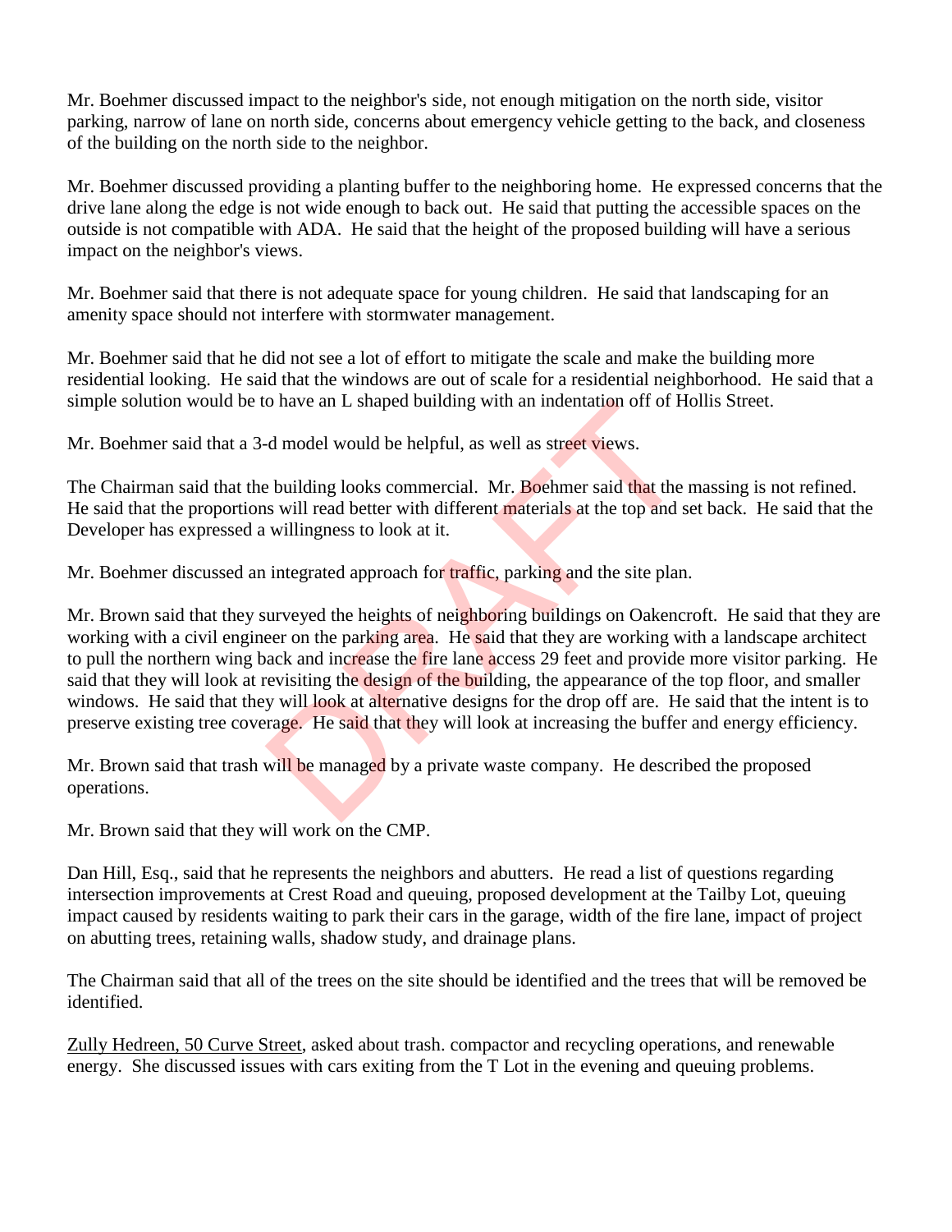Mr. Boehmer discussed impact to the neighbor's side, not enough mitigation on the north side, visitor parking, narrow of lane on north side, concerns about emergency vehicle getting to the back, and closeness of the building on the north side to the neighbor.

Mr. Boehmer discussed providing a planting buffer to the neighboring home. He expressed concerns that the drive lane along the edge is not wide enough to back out. He said that putting the accessible spaces on the outside is not compatible with ADA. He said that the height of the proposed building will have a serious impact on the neighbor's views.

Mr. Boehmer said that there is not adequate space for young children. He said that landscaping for an amenity space should not interfere with stormwater management.

Mr. Boehmer said that he did not see a lot of effort to mitigate the scale and make the building more residential looking. He said that the windows are out of scale for a residential neighborhood. He said that a simple solution would be to have an L shaped building with an indentation off of Hollis Street.

Mr. Boehmer said that a 3-d model would be helpful, as well as street views.

The Chairman said that the building looks commercial. Mr. Boehmer said that the massing is not refined. He said that the proportions will read better with different materials at the top and set back. He said that the Developer has expressed a willingness to look at it.

Mr. Boehmer discussed an integrated approach for traffic, parking and the site plan.

Mr. Brown said that they surveyed the heights of neighboring buildings on Oakencroft. He said that they are working with a civil engineer on the parking area. He said that they are working with a landscape architect to pull the northern wing back and increase the fire lane access 29 feet and provide more visitor parking. He said that they will look at revisiting the design of the building, the appearance of the top floor, and smaller windows. He said that they will look at alternative designs for the drop off are. He said that the intent is to preserve existing tree coverage. He said that they will look at increasing the buffer and energy efficiency.

Mr. Brown said that trash will be managed by a private waste company. He described the proposed operations.

Mr. Brown said that they will work on the CMP.

Dan Hill, Esq., said that he represents the neighbors and abutters. He read a list of questions regarding intersection improvements at Crest Road and queuing, proposed development at the Tailby Lot, queuing impact caused by residents waiting to park their cars in the garage, width of the fire lane, impact of project on abutting trees, retaining walls, shadow study, and drainage plans.

The Chairman said that all of the trees on the site should be identified and the trees that will be removed be identified.

Zully Hedreen, 50 Curve Street, asked about trash. compactor and recycling operations, and renewable energy. She discussed issues with cars exiting from the T Lot in the evening and queuing problems.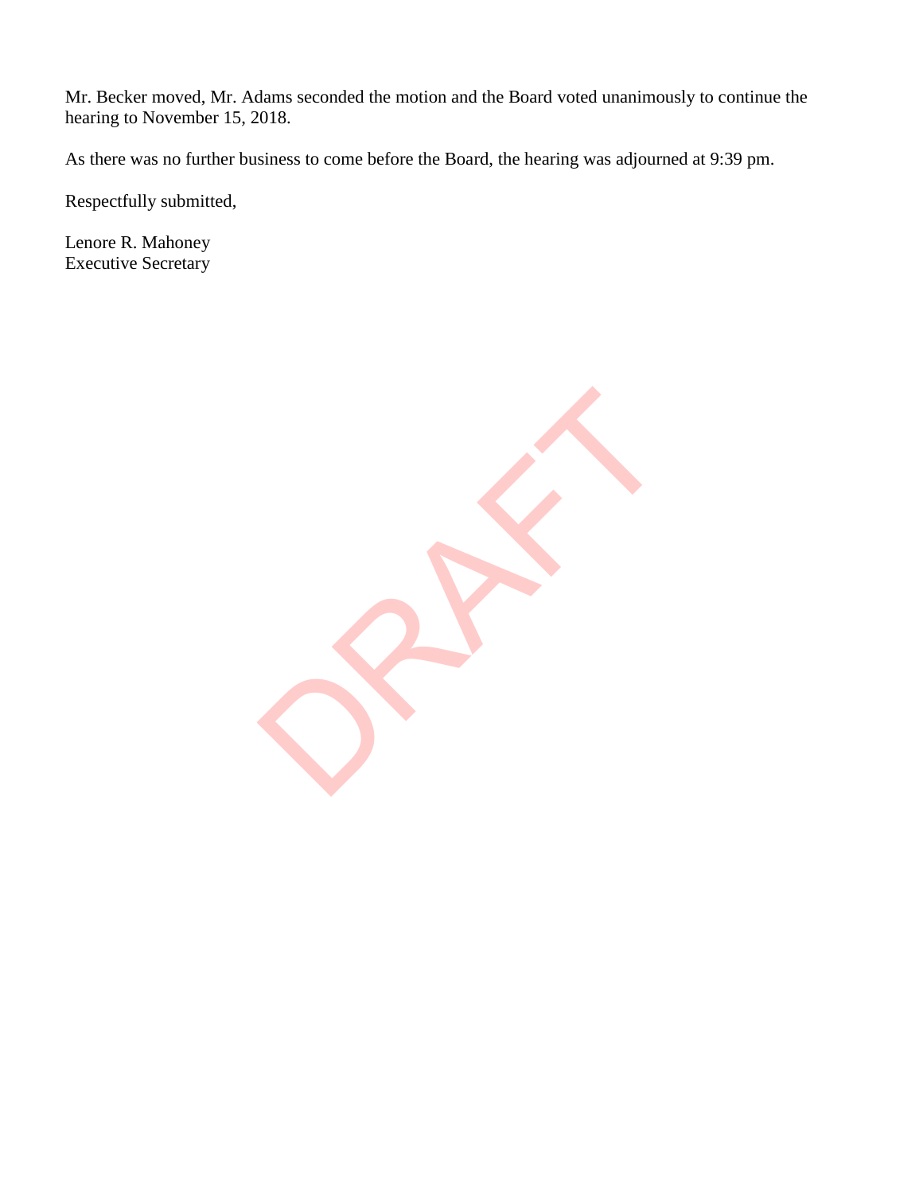Mr. Becker moved, Mr. Adams seconded the motion and the Board voted unanimously to continue the hearing to November 15, 2018.

As there was no further business to come before the Board, the hearing was adjourned at 9:39 pm.

Respectfully submitted,

Lenore R. Mahoney
Executive Secretary

DRAFT